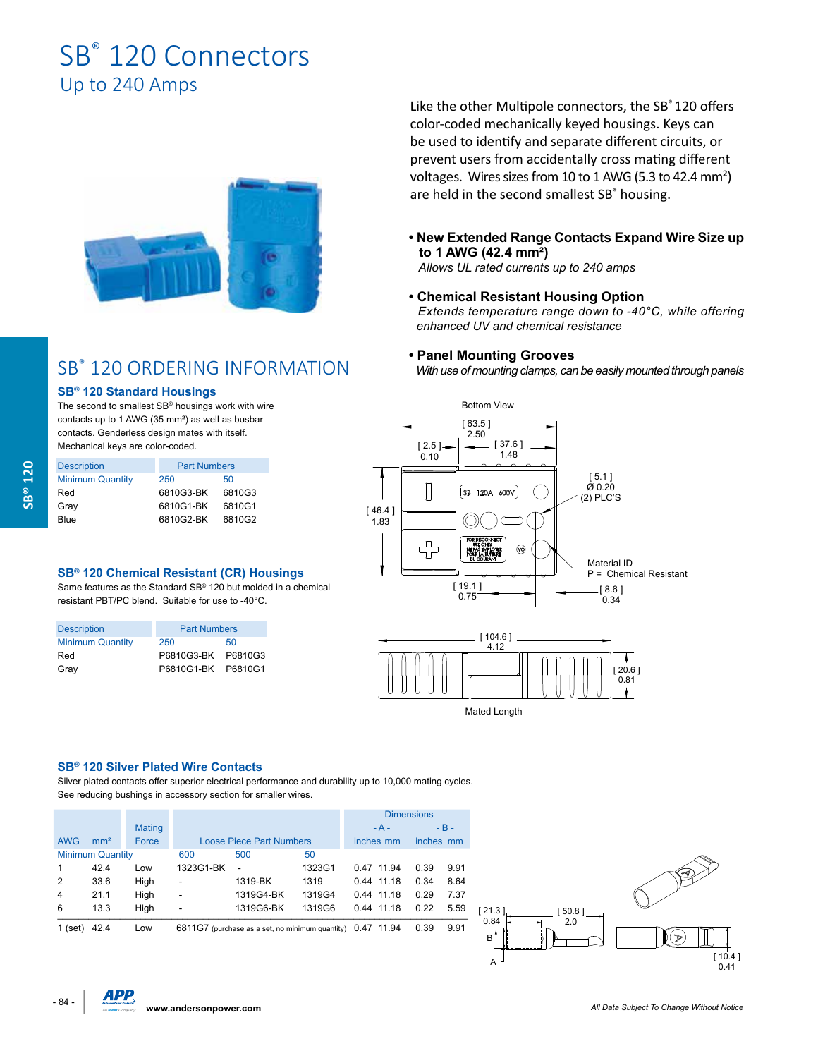# SB® 120 Connectors

## Up to 240 Amps

Like the other Multipole connectors, the SB® 120 offers color-coded mechanically keyed housings. Keys can be used to identify and separate different circuits, or prevent users from accidentally cross mating different voltages. Wires sizes from 10 to 1 AWG (5.3 to 42.4 mm²) are held in the second smallest SB® housing.

- **New Extended Range Contacts Expand Wire Size up to 1 AWG (42.4 mm²)**
  *Allows UL rated currents up to 240 amps*
- **Chemical Resistant Housing Option**
  *Extends temperature range down to -40°C, while offering enhanced UV and chemical resistance*
- **Panel Mounting Grooves**
  *With use of mounting clamps, can be easily mounted through panels*

Bottom View

[ 63.5 ] 2.50; [ 2.5 ] 0.10; [ 37.6 ] 1.48; [ 46.4 ] 1.83; [ 5.1 ] Ø 0.20 (2) PLC'S; [ 19.1 ] 0.75; [ 8.6 ] 0.34

Material ID
P = Chemical Resistant

[ 104.6 ] 4.12; [ 20.6 ] 0.81

Mated Length

## SB® 120 ORDERING INFORMATION

### SB® 120 Standard Housings

The second to smallest SB® housings work with wire contacts up to 1 AWG (35 mm²) as well as busbar contacts. Genderless design mates with itself. Mechanical keys are color-coded.

| Description | Part Numbers | |
|---|---|---|
| Minimum Quantity | 250 | 50 |
| Red | 6810G3-BK | 6810G3 |
| Gray | 6810G1-BK | 6810G1 |
| Blue | 6810G2-BK | 6810G2 |

### SB® 120 Chemical Resistant (CR) Housings

Same features as the Standard SB® 120 but molded in a chemical resistant PBT/PC blend. Suitable for use to -40°C.

| Description | Part Numbers | |
|---|---|---|
| Minimum Quantity | 250 | 50 |
| Red | P6810G3-BK | P6810G3 |
| Gray | P6810G1-BK | P6810G1 |

### SB® 120 Silver Plated Wire Contacts

Silver plated contacts offer superior electrical performance and durability up to 10,000 mating cycles. See reducing bushings in accessory section for smaller wires.

| AWG | mm² | Mating Force | Loose Piece Part Numbers | | | Dimensions -A- inches | Dimensions -A- mm | Dimensions -B- inches | Dimensions -B- mm |
|---|---|---|---|---|---|---|---|---|---|
| Minimum Quantity | | | 600 | 500 | 50 | | | | |
| 1 | 42.4 | Low | 1323G1-BK | - | 1323G1 | 0.47 | 11.94 | 0.39 | 9.91 |
| 2 | 33.6 | High | - | 1319-BK | 1319 | 0.44 | 11.18 | 0.34 | 8.64 |
| 4 | 21.1 | High | - | 1319G4-BK | 1319G4 | 0.44 | 11.18 | 0.29 | 7.37 |
| 6 | 13.3 | High | - | 1319G6-BK | 1319G6 | 0.44 | 11.18 | 0.22 | 5.59 |
| 1 (set) | 42.4 | Low | 6811G7 (purchase as a set, no minimum quantity) | | | 0.47 | 11.94 | 0.39 | 9.91 |

[ 21.3 ] 0.84; [ 50.8 ] 2.0; [ 10.4 ] 0.41; B; A

www.andersonpower.com

All Data Subject To Change Without Notice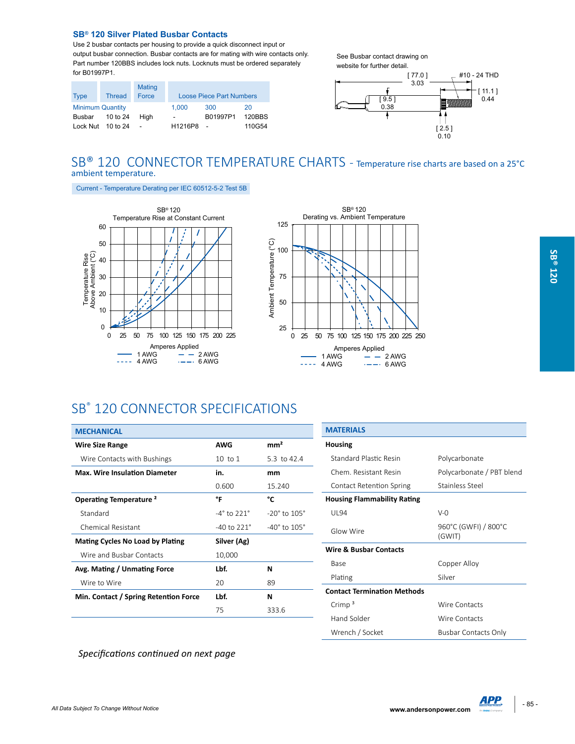### SB® 120 Silver Plated Busbar Contacts

Use 2 busbar contacts per housing to provide a quick disconnect input or output busbar connection. Busbar contacts are for mating with wire contacts only. Part number 120BBS includes lock nuts. Locknuts must be ordered separately for B01997P1.

| Type | Thread | Mating Force | Loose Piece Part Numbers | | |
|---|---|---|---|---|---|
| Minimum Quantity | | | 1,000 | 300 | 20 |
| Busbar | 10 to 24 | High | - | B01997P1 | 120BBS |
| Lock Nut | 10 to 24 | - | H1216P8 | - | 110G54 |

See Busbar contact drawing on website for further detail.

[ 77.0 ] 3.03 — #10 - 24 THD — [ 11.1 ] 0.44 — [ 9.5 ] 0.38 — [ 2.5 ] 0.10

## SB® 120 CONNECTOR TEMPERATURE CHARTS - Temperature rise charts are based on a 25°C ambient temperature.

Current - Temperature Derating per IEC 60512-5-2 Test 5B

SB® 120 Temperature Rise at Constant Current

Temperature Rise Above Ambient (°C) vs. Amperes Applied (1 AWG, 2 AWG, 4 AWG, 6 AWG)

SB® 120 Derating vs. Ambient Temperature

Ambient Temperature (°C) vs. Amperes Applied (1 AWG, 2 AWG, 4 AWG, 6 AWG)

## SB® 120 CONNECTOR SPECIFICATIONS

| MECHANICAL | | |
|---|---|---|
| **Wire Size Range** | **AWG** | **mm²** |
| Wire Contacts with Bushings | 10 to 1 | 5.3 to 42.4 |
| **Max. Wire Insulation Diameter** | **in.** | **mm** |
| | 0.600 | 15.240 |
| **Operating Temperature [2]** | **°F** | **°C** |
| Standard | -4° to 221° | -20° to 105° |
| Chemical Resistant | -40 to 221° | -40° to 105° |
| **Mating Cycles No Load by Plating** | **Silver (Ag)** | |
| Wire and Busbar Contacts | 10,000 | |
| **Avg. Mating / Unmating Force** | **Lbf.** | **N** |
| Wire to Wire | 20 | 89 |
| **Min. Contact / Spring Retention Force** | **Lbf.** | **N** |
| | 75 | 333.6 |

| MATERIALS | |
|---|---|
| **Housing** | |
| Standard Plastic Resin | Polycarbonate |
| Chem. Resistant Resin | Polycarbonate / PBT blend |
| Contact Retention Spring | Stainless Steel |
| **Housing Flammability Rating** | |
| UL94 | V-0 |
| Glow Wire | 960°C (GWFI) / 800°C (GWIT) |
| **Wire & Busbar Contacts** | |
| Base | Copper Alloy |
| Plating | Silver |
| **Contact Termination Methods** | |
| Crimp [3] | Wire Contacts |
| Hand Solder | Wire Contacts |
| Wrench / Socket | Busbar Contacts Only |

*Specifications continued on next page*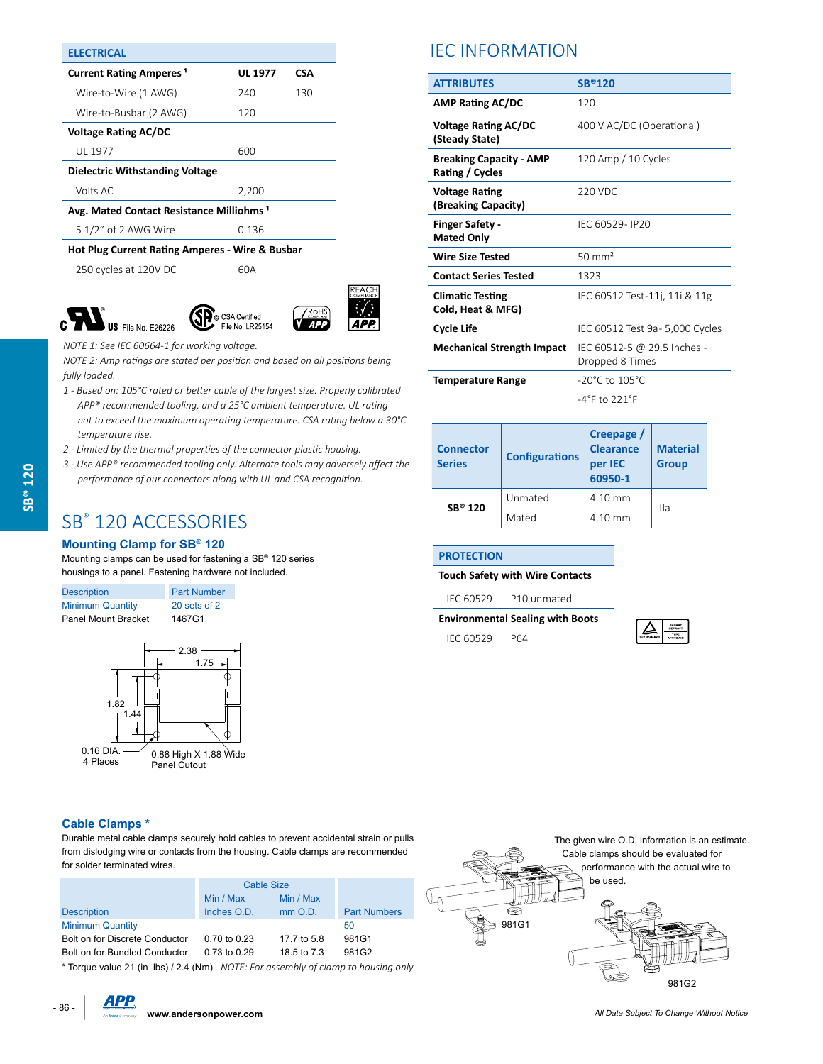| ELECTRICAL | | |
|---|---|---|
| **Current Rating Amperes [1]** | **UL 1977** | **CSA** |
| Wire-to-Wire (1 AWG) | 240 | 130 |
| Wire-to-Busbar (2 AWG) | 120 | |
| **Voltage Rating AC/DC** | | |
| UL 1977 | 600 | |
| **Dielectric Withstanding Voltage** | | |
| Volts AC | 2,200 | |
| **Avg. Mated Contact Resistance Milliohms [1]** | | |
| 5 1/2" of 2 AWG Wire | 0.136 | |
| **Hot Plug Current Rating Amperes - Wire & Busbar** | | |
| 250 cycles at 120V DC | 60A | |

c US File No. E26226 — CSA Certified File No. LR25154 — RoHS — REACH

*NOTE 1: See IEC 60664-1 for working voltage.*

*NOTE 2: Amp ratings are stated per position and based on all positions being fully loaded.*

*1 - Based on: 105°C rated or better cable of the largest size. Properly calibrated APP® recommended tooling, and a 25°C ambient temperature. UL rating not to exceed the maximum operating temperature. CSA rating below a 30°C temperature rise.*

*2 - Limited by the thermal properties of the connector plastic housing.*

*3 - Use APP® recommended tooling only. Alternate tools may adversely affect the performance of our connectors along with UL and CSA recognition.*

# IEC INFORMATION

| ATTRIBUTES | SB®120 |
|---|---|
| **AMP Rating AC/DC** | 120 |
| **Voltage Rating AC/DC (Steady State)** | 400 V AC/DC (Operational) |
| **Breaking Capacity - AMP Rating / Cycles** | 120 Amp / 10 Cycles |
| **Voltage Rating (Breaking Capacity)** | 220 VDC |
| **Finger Safety - Mated Only** | IEC 60529- IP20 |
| **Wire Size Tested** | 50 mm² |
| **Contact Series Tested** | 1323 |
| **Climatic Testing Cold, Heat & MFG)** | IEC 60512 Test-11j, 11i & 11g |
| **Cycle Life** | IEC 60512 Test 9a- 5,000 Cycles |
| **Mechanical Strength Impact** | IEC 60512-5 @ 29.5 Inches - Dropped 8 Times |
| **Temperature Range** | -20°C to 105°C<br>-4°F to 221°F |

| Connector Series | Configurations | Creepage / Clearance per IEC 60950-1 | Material Group |
|---|---|---|---|
| SB® 120 | Unmated | 4.10 mm | IIIa |
| | Mated | 4.10 mm | |

| PROTECTION | |
|---|---|
| **Touch Safety with Wire Contacts** | |
| IEC 60529 | IP10 unmated |
| **Environmental Sealing with Boots** | |
| IEC 60529 | IP64 |

# SB® 120 ACCESSORIES

## Mounting Clamp for SB® 120

Mounting clamps can be used for fastening a SB® 120 series housings to a panel. Fastening hardware not included.

| Description | Part Number |
|---|---|
| Minimum Quantity | 20 sets of 2 |
| Panel Mount Bracket | 1467G1 |

2.38 — 1.75 — 1.82 — 1.44 — 0.16 DIA. 4 Places — 0.88 High X 1.88 Wide Panel Cutout

## Cable Clamps *

Durable metal cable clamps securely hold cables to prevent accidental strain or pulls from dislodging wire or contacts from the housing. Cable clamps are recommended for solder terminated wires.

| Description | Cable Size Min / Max Inches O.D. | Cable Size Min / Max mm O.D. | Part Numbers |
|---|---|---|---|
| Minimum Quantity | | | 50 |
| Bolt on for Discrete Conductor | 0.70 to 0.23 | 17.7 to 5.8 | 981G1 |
| Bolt on for Bundled Conductor | 0.73 to 0.29 | 18.5 to 7.3 | 981G2 |

* Torque value 21 (in lbs) / 2.4 (Nm) *NOTE: For assembly of clamp to housing only*

The given wire O.D. information is an estimate. Cable clamps should be evaluated for performance with the actual wire to be used.

981G1

981G2

www.andersonpower.com

*All Data Subject To Change Without Notice*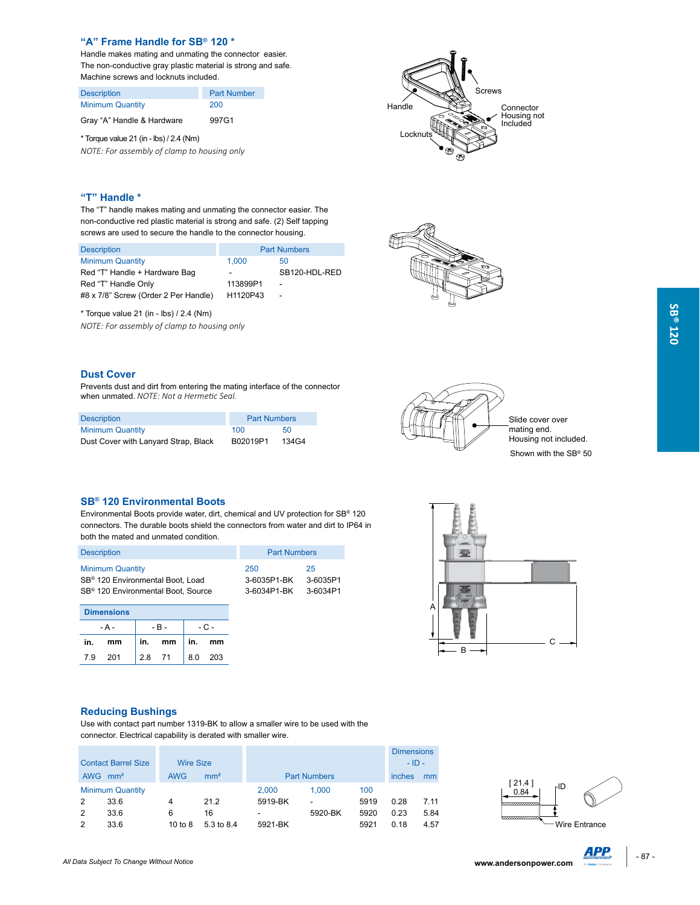## "A" Frame Handle for SB® 120 *

Handle makes mating and unmating the connector easier. The non-conductive gray plastic material is strong and safe. Machine screws and locknuts included.

| Description | Part Number |
|---|---|
| Minimum Quantity | 200 |
| Gray "A" Handle & Hardware | 997G1 |

* Torque value 21 (in - lbs) / 2.4 (Nm)

*NOTE: For assembly of clamp to housing only*

Screws
Handle
Connector Housing not Included
Locknuts

## "T" Handle *

The "T" handle makes mating and unmating the connector easier. The non-conductive red plastic material is strong and safe. (2) Self tapping screws are used to secure the handle to the connector housing.

| Description | Part Numbers | |
|---|---|---|
| Minimum Quantity | 1,000 | 50 |
| Red "T" Handle + Hardware Bag | - | SB120-HDL-RED |
| Red "T" Handle Only | 113899P1 | - |
| #8 x 7/8" Screw (Order 2 Per Handle) | H1120P43 | - |

* Torque value 21 (in - lbs) / 2.4 (Nm)

*NOTE: For assembly of clamp to housing only*

## Dust Cover

Prevents dust and dirt from entering the mating interface of the connector when unmated. *NOTE: Not a Hermetic Seal.*

| Description | Part Numbers | |
|---|---|---|
| Minimum Quantity | 100 | 50 |
| Dust Cover with Lanyard Strap, Black | B02019P1 | 134G4 |

Slide cover over mating end.
Housing not included.

Shown with the SB® 50

## SB® 120 Environmental Boots

Environmental Boots provide water, dirt, chemical and UV protection for SB® 120 connectors. The durable boots shield the connectors from water and dirt to IP64 in both the mated and unmated condition.

| Description | Part Numbers | |
|---|---|---|
| Minimum Quantity | 250 | 25 |
| SB® 120 Environmental Boot, Load | 3-6035P1-BK | 3-6035P1 |
| SB® 120 Environmental Boot, Source | 3-6034P1-BK | 3-6034P1 |

**Dimensions**

| - A - | | - B - | | - C - | |
|---|---|---|---|---|---|
| in. | mm | in. | mm | in. | mm |
| 7.9 | 201 | 2.8 | 71 | 8.0 | 203 |

A
B
C

## Reducing Bushings

Use with contact part number 1319-BK to allow a smaller wire to be used with the connector. Electrical capability is derated with smaller wire.

| Contact Barrel Size | | Wire Size | | Part Numbers | | | Dimensions - ID - | |
|---|---|---|---|---|---|---|---|---|
| AWG | mm² | AWG | mm² | | | | inches | mm |
| Minimum Quantity | | | | 2,000 | 1,000 | 100 | | |
| 2 | 33.6 | 4 | 21.2 | 5919-BK | - | 5919 | 0.28 | 7.11 |
| 2 | 33.6 | 6 | 16 | - | 5920-BK | 5920 | 0.23 | 5.84 |
| 2 | 33.6 | 10 to 8 | 5.3 to 8.4 | 5921-BK | | 5921 | 0.18 | 4.57 |

[ 21.4 ]
0.84
ID
Wire Entrance

All Data Subject To Change Without Notice

www.andersonpower.com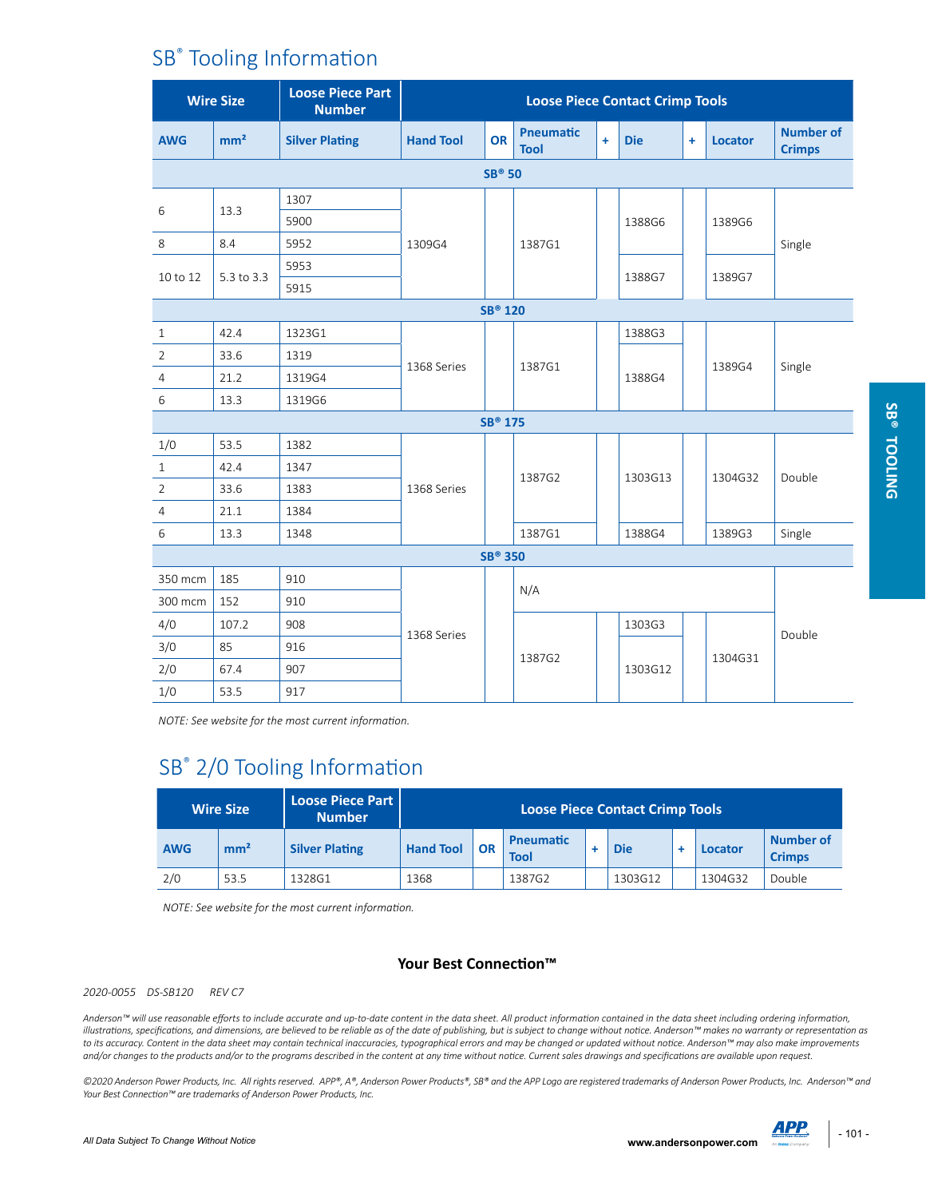## SB® Tooling Information

| Wire Size | | Loose Piece Part Number | Loose Piece Contact Crimp Tools | | | | | | | |
|---|---|---|---|---|---|---|---|---|---|---|
| AWG | mm² | Silver Plating | Hand Tool | OR | Pneumatic Tool | + | Die | + | Locator | Number of Crimps |
| **SB® 50** | | | | | | | | | | |
| 6 | 13.3 | 1307 | 1309G4 | | 1387G1 | | 1388G6 | | 1389G6 | Single |
| | | 5900 | | | | | | | | |
| 8 | 8.4 | 5952 | | | | | | | | |
| 10 to 12 | 5.3 to 3.3 | 5953 | | | | | 1388G7 | | 1389G7 | |
| | | 5915 | | | | | | | | |
| **SB® 120** | | | | | | | | | | |
| 1 | 42.4 | 1323G1 | 1368 Series | | 1387G1 | | 1388G3 | | 1389G4 | Single |
| 2 | 33.6 | 1319 | | | | | 1388G4 | | | |
| 4 | 21.2 | 1319G4 | | | | | | | | |
| 6 | 13.3 | 1319G6 | | | | | | | | |
| **SB® 175** | | | | | | | | | | |
| 1/0 | 53.5 | 1382 | 1368 Series | | 1387G2 | | 1303G13 | | 1304G32 | Double |
| 1 | 42.4 | 1347 | | | | | | | | |
| 2 | 33.6 | 1383 | | | | | | | | |
| 4 | 21.1 | 1384 | | | | | | | | |
| 6 | 13.3 | 1348 | | | 1387G1 | | 1388G4 | | 1389G3 | Single |
| **SB® 350** | | | | | | | | | | |
| 350 mcm | 185 | 910 | 1368 Series | | N/A | | | | | Double |
| 300 mcm | 152 | 910 | | | | | | | | |
| 4/0 | 107.2 | 908 | | | 1387G2 | | 1303G3 | | 1304G31 | |
| 3/0 | 85 | 916 | | | | | 1303G12 | | | |
| 2/0 | 67.4 | 907 | | | | | | | | |
| 1/0 | 53.5 | 917 | | | | | | | | |

*NOTE: See website for the most current information.*

## SB® 2/0 Tooling Information

| Wire Size | | Loose Piece Part Number | Loose Piece Contact Crimp Tools | | | | | | | |
|---|---|---|---|---|---|---|---|---|---|---|
| AWG | mm² | Silver Plating | Hand Tool | OR | Pneumatic Tool | + | Die | + | Locator | Number of Crimps |
| 2/0 | 53.5 | 1328G1 | 1368 | | 1387G2 | | 1303G12 | | 1304G32 | Double |

*NOTE: See website for the most current information.*

**Your Best Connection™**

*2020-0055 DS-SB120 REV C7*

*Anderson™ will use reasonable efforts to include accurate and up-to-date content in the data sheet. All product information contained in the data sheet including ordering information, illustrations, specifications, and dimensions, are believed to be reliable as of the date of publishing, but is subject to change without notice. Anderson™ makes no warranty or representation as to its accuracy. Content in the data sheet may contain technical inaccuracies, typographical errors and may be changed or updated without notice. Anderson™ may also make improvements and/or changes to the products and/or to the programs described in the content at any time without notice. Current sales drawings and specifications are available upon request.*

*©2020 Anderson Power Products, Inc. All rights reserved. APP®, A®, Anderson Power Products®, SB® and the APP Logo are registered trademarks of Anderson Power Products, Inc. Anderson™ and Your Best Connection™ are trademarks of Anderson Power Products, Inc.*

*All Data Subject To Change Without Notice*

www.andersonpower.com